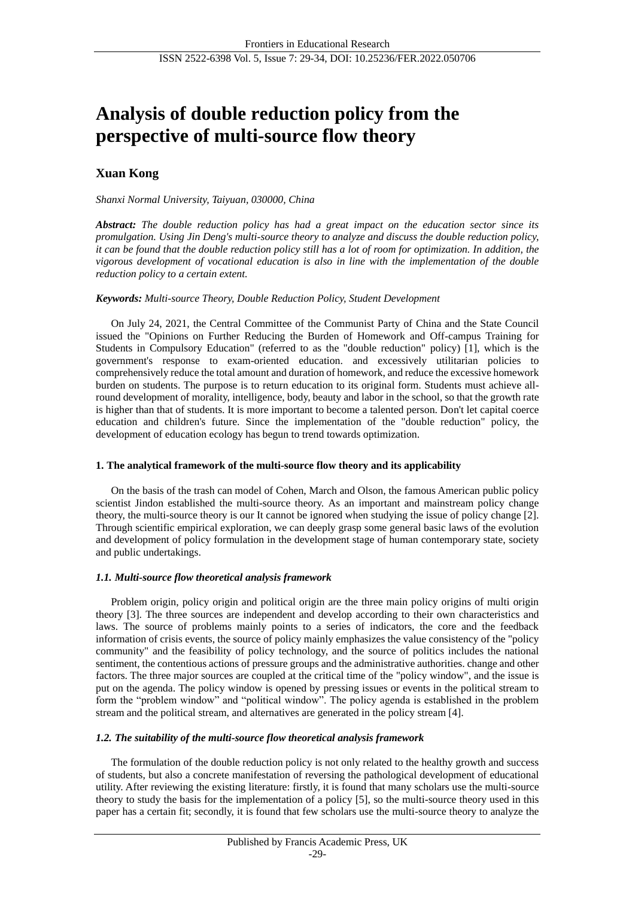# Analysis of double reduction policy from the perspective of multi-source flow theory

**Xuan Kong**

*Shanxi Normal University, Taiyuan, 030000, China*

***Abstract:*** *The double reduction policy has had a great impact on the education sector since its promulgation. Using Jin Deng's multi-source theory to analyze and discuss the double reduction policy, it can be found that the double reduction policy still has a lot of room for optimization. In addition, the vigorous development of vocational education is also in line with the implementation of the double reduction policy to a certain extent.*

***Keywords:*** *Multi-source Theory, Double Reduction Policy, Student Development*

On July 24, 2021, the Central Committee of the Communist Party of China and the State Council issued the "Opinions on Further Reducing the Burden of Homework and Off-campus Training for Students in Compulsory Education" (referred to as the "double reduction" policy) [1], which is the government's response to exam-oriented education. and excessively utilitarian policies to comprehensively reduce the total amount and duration of homework, and reduce the excessive homework burden on students. The purpose is to return education to its original form. Students must achieve all-round development of morality, intelligence, body, beauty and labor in the school, so that the growth rate is higher than that of students. It is more important to become a talented person. Don't let capital coerce education and children's future. Since the implementation of the "double reduction" policy, the development of education ecology has begun to trend towards optimization.

## 1. The analytical framework of the multi-source flow theory and its applicability

On the basis of the trash can model of Cohen, March and Olson, the famous American public policy scientist Jindon established the multi-source theory. As an important and mainstream policy change theory, the multi-source theory is our It cannot be ignored when studying the issue of policy change [2]. Through scientific empirical exploration, we can deeply grasp some general basic laws of the evolution and development of policy formulation in the development stage of human contemporary state, society and public undertakings.

### *1.1. Multi-source flow theoretical analysis framework*

Problem origin, policy origin and political origin are the three main policy origins of multi origin theory [3]. The three sources are independent and develop according to their own characteristics and laws. The source of problems mainly points to a series of indicators, the core and the feedback information of crisis events, the source of policy mainly emphasizes the value consistency of the "policy community" and the feasibility of policy technology, and the source of politics includes the national sentiment, the contentious actions of pressure groups and the administrative authorities. change and other factors. The three major sources are coupled at the critical time of the "policy window", and the issue is put on the agenda. The policy window is opened by pressing issues or events in the political stream to form the "problem window" and "political window". The policy agenda is established in the problem stream and the political stream, and alternatives are generated in the policy stream [4].

### *1.2. The suitability of the multi-source flow theoretical analysis framework*

The formulation of the double reduction policy is not only related to the healthy growth and success of students, but also a concrete manifestation of reversing the pathological development of educational utility. After reviewing the existing literature: firstly, it is found that many scholars use the multi-source theory to study the basis for the implementation of a policy [5], so the multi-source theory used in this paper has a certain fit; secondly, it is found that few scholars use the multi-source theory to analyze the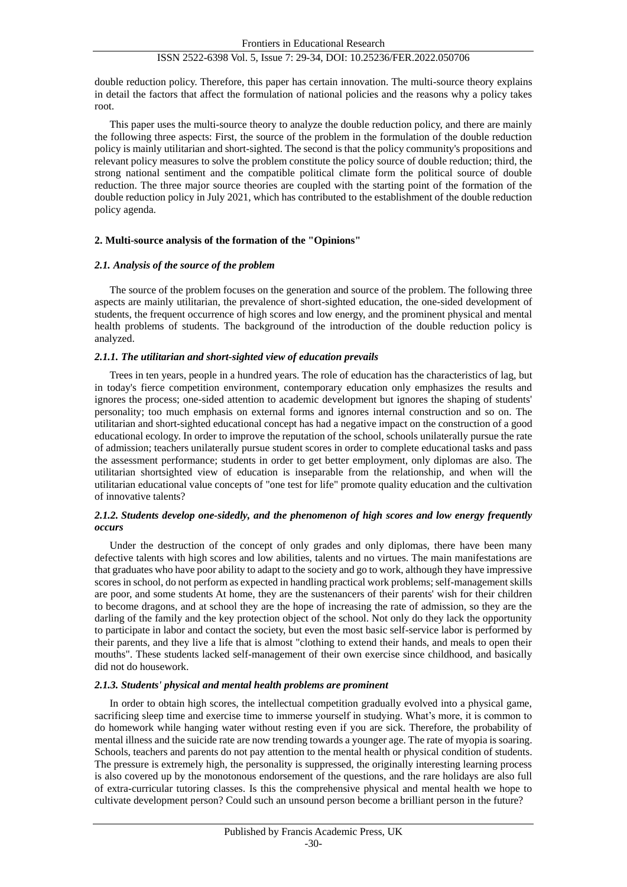double reduction policy. Therefore, this paper has certain innovation. The multi-source theory explains in detail the factors that affect the formulation of national policies and the reasons why a policy takes root.

This paper uses the multi-source theory to analyze the double reduction policy, and there are mainly the following three aspects: First, the source of the problem in the formulation of the double reduction policy is mainly utilitarian and short-sighted. The second is that the policy community's propositions and relevant policy measures to solve the problem constitute the policy source of double reduction; third, the strong national sentiment and the compatible political climate form the political source of double reduction. The three major source theories are coupled with the starting point of the formation of the double reduction policy in July 2021, which has contributed to the establishment of the double reduction policy agenda.

## 2. Multi-source analysis of the formation of the "Opinions"

### *2.1. Analysis of the source of the problem*

The source of the problem focuses on the generation and source of the problem. The following three aspects are mainly utilitarian, the prevalence of short-sighted education, the one-sided development of students, the frequent occurrence of high scores and low energy, and the prominent physical and mental health problems of students. The background of the introduction of the double reduction policy is analyzed.

#### *2.1.1. The utilitarian and short-sighted view of education prevails*

Trees in ten years, people in a hundred years. The role of education has the characteristics of lag, but in today's fierce competition environment, contemporary education only emphasizes the results and ignores the process; one-sided attention to academic development but ignores the shaping of students' personality; too much emphasis on external forms and ignores internal construction and so on. The utilitarian and short-sighted educational concept has had a negative impact on the construction of a good educational ecology. In order to improve the reputation of the school, schools unilaterally pursue the rate of admission; teachers unilaterally pursue student scores in order to complete educational tasks and pass the assessment performance; students in order to get better employment, only diplomas are also. The utilitarian shortsighted view of education is inseparable from the relationship, and when will the utilitarian educational value concepts of "one test for life" promote quality education and the cultivation of innovative talents?

#### *2.1.2. Students develop one-sidedly, and the phenomenon of high scores and low energy frequently occurs*

Under the destruction of the concept of only grades and only diplomas, there have been many defective talents with high scores and low abilities, talents and no virtues. The main manifestations are that graduates who have poor ability to adapt to the society and go to work, although they have impressive scores in school, do not perform as expected in handling practical work problems; self-management skills are poor, and some students At home, they are the sustenancers of their parents' wish for their children to become dragons, and at school they are the hope of increasing the rate of admission, so they are the darling of the family and the key protection object of the school. Not only do they lack the opportunity to participate in labor and contact the society, but even the most basic self-service labor is performed by their parents, and they live a life that is almost "clothing to extend their hands, and meals to open their mouths". These students lacked self-management of their own exercise since childhood, and basically did not do housework.

#### *2.1.3. Students' physical and mental health problems are prominent*

In order to obtain high scores, the intellectual competition gradually evolved into a physical game, sacrificing sleep time and exercise time to immerse yourself in studying. What's more, it is common to do homework while hanging water without resting even if you are sick. Therefore, the probability of mental illness and the suicide rate are now trending towards a younger age. The rate of myopia is soaring. Schools, teachers and parents do not pay attention to the mental health or physical condition of students. The pressure is extremely high, the personality is suppressed, the originally interesting learning process is also covered up by the monotonous endorsement of the questions, and the rare holidays are also full of extra-curricular tutoring classes. Is this the comprehensive physical and mental health we hope to cultivate development person? Could such an unsound person become a brilliant person in the future?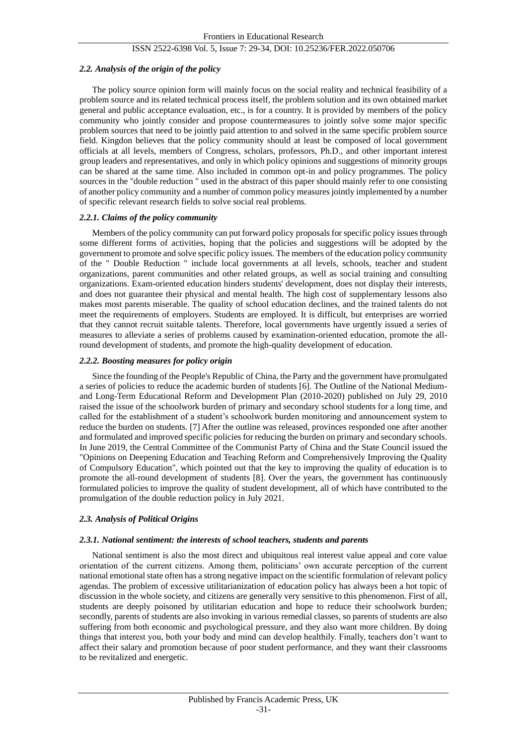### *2.2. Analysis of the origin of the policy*

The policy source opinion form will mainly focus on the social reality and technical feasibility of a problem source and its related technical process itself, the problem solution and its own obtained market general and public acceptance evaluation, etc., is for a country. It is provided by members of the policy community who jointly consider and propose countermeasures to jointly solve some major specific problem sources that need to be jointly paid attention to and solved in the same specific problem source field. Kingdon believes that the policy community should at least be composed of local government officials at all levels, members of Congress, scholars, professors, Ph.D., and other important interest group leaders and representatives, and only in which policy opinions and suggestions of minority groups can be shared at the same time. Also included in common opt-in and policy programmes. The policy sources in the "double reduction " used in the abstract of this paper should mainly refer to one consisting of another policy community and a number of common policy measures jointly implemented by a number of specific relevant research fields to solve social real problems.

#### *2.2.1. Claims of the policy community*

Members of the policy community can put forward policy proposals for specific policy issues through some different forms of activities, hoping that the policies and suggestions will be adopted by the government to promote and solve specific policy issues. The members of the education policy community of the " Double Reduction " include local governments at all levels, schools, teacher and student organizations, parent communities and other related groups, as well as social training and consulting organizations. Exam-oriented education hinders students' development, does not display their interests, and does not guarantee their physical and mental health. The high cost of supplementary lessons also makes most parents miserable. The quality of school education declines, and the trained talents do not meet the requirements of employers. Students are employed. It is difficult, but enterprises are worried that they cannot recruit suitable talents. Therefore, local governments have urgently issued a series of measures to alleviate a series of problems caused by examination-oriented education, promote the all-round development of students, and promote the high-quality development of education.

#### *2.2.2. Boosting measures for policy origin*

Since the founding of the People's Republic of China, the Party and the government have promulgated a series of policies to reduce the academic burden of students [6]. The Outline of the National Medium- and Long-Term Educational Reform and Development Plan (2010-2020) published on July 29, 2010 raised the issue of the schoolwork burden of primary and secondary school students for a long time, and called for the establishment of a student's schoolwork burden monitoring and announcement system to reduce the burden on students. [7] After the outline was released, provinces responded one after another and formulated and improved specific policies for reducing the burden on primary and secondary schools. In June 2019, the Central Committee of the Communist Party of China and the State Council issued the "Opinions on Deepening Education and Teaching Reform and Comprehensively Improving the Quality of Compulsory Education", which pointed out that the key to improving the quality of education is to promote the all-round development of students [8]. Over the years, the government has continuously formulated policies to improve the quality of student development, all of which have contributed to the promulgation of the double reduction policy in July 2021.

### *2.3. Analysis of Political Origins*

#### *2.3.1. National sentiment: the interests of school teachers, students and parents*

National sentiment is also the most direct and ubiquitous real interest value appeal and core value orientation of the current citizens. Among them, politicians' own accurate perception of the current national emotional state often has a strong negative impact on the scientific formulation of relevant policy agendas. The problem of excessive utilitarianization of education policy has always been a hot topic of discussion in the whole society, and citizens are generally very sensitive to this phenomenon. First of all, students are deeply poisoned by utilitarian education and hope to reduce their schoolwork burden; secondly, parents of students are also invoking in various remedial classes, so parents of students are also suffering from both economic and psychological pressure, and they also want more children. By doing things that interest you, both your body and mind can develop healthily. Finally, teachers don't want to affect their salary and promotion because of poor student performance, and they want their classrooms to be revitalized and energetic.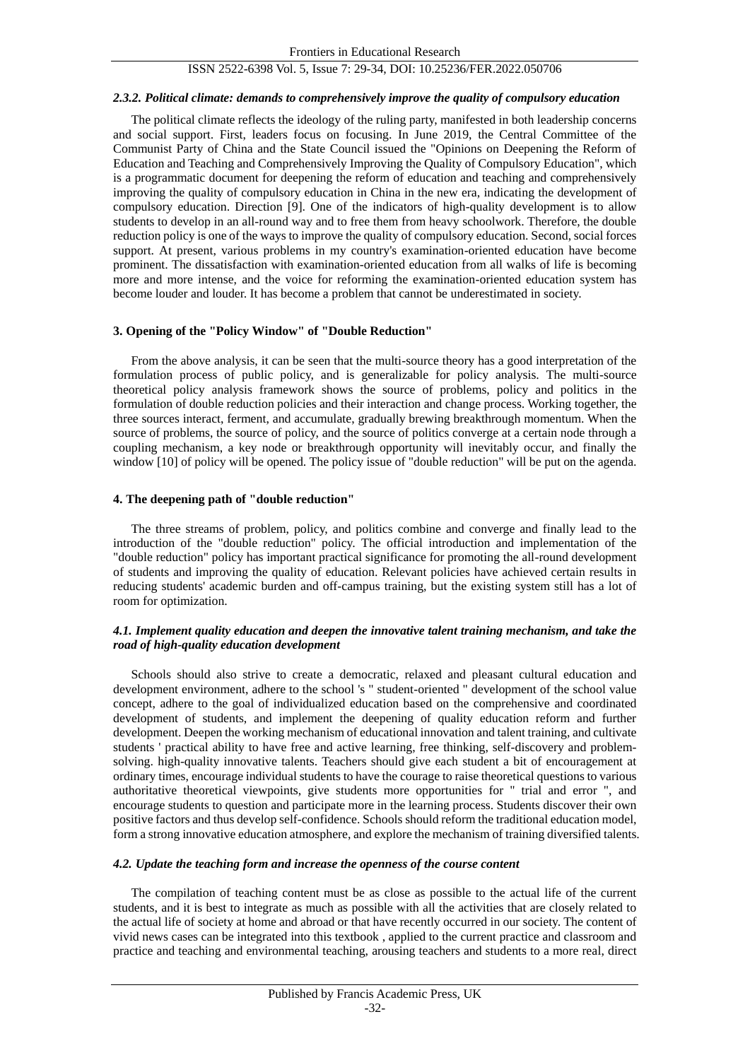#### *2.3.2. Political climate: demands to comprehensively improve the quality of compulsory education*

The political climate reflects the ideology of the ruling party, manifested in both leadership concerns and social support. First, leaders focus on focusing. In June 2019, the Central Committee of the Communist Party of China and the State Council issued the "Opinions on Deepening the Reform of Education and Teaching and Comprehensively Improving the Quality of Compulsory Education", which is a programmatic document for deepening the reform of education and teaching and comprehensively improving the quality of compulsory education in China in the new era, indicating the development of compulsory education. Direction [9]. One of the indicators of high-quality development is to allow students to develop in an all-round way and to free them from heavy schoolwork. Therefore, the double reduction policy is one of the ways to improve the quality of compulsory education. Second, social forces support. At present, various problems in my country's examination-oriented education have become prominent. The dissatisfaction with examination-oriented education from all walks of life is becoming more and more intense, and the voice for reforming the examination-oriented education system has become louder and louder. It has become a problem that cannot be underestimated in society.

## **3. Opening of the "Policy Window" of "Double Reduction"**

From the above analysis, it can be seen that the multi-source theory has a good interpretation of the formulation process of public policy, and is generalizable for policy analysis. The multi-source theoretical policy analysis framework shows the source of problems, policy and politics in the formulation of double reduction policies and their interaction and change process. Working together, the three sources interact, ferment, and accumulate, gradually brewing breakthrough momentum. When the source of problems, the source of policy, and the source of politics converge at a certain node through a coupling mechanism, a key node or breakthrough opportunity will inevitably occur, and finally the window [10] of policy will be opened. The policy issue of "double reduction" will be put on the agenda.

## **4. The deepening path of "double reduction"**

The three streams of problem, policy, and politics combine and converge and finally lead to the introduction of the "double reduction" policy. The official introduction and implementation of the "double reduction" policy has important practical significance for promoting the all-round development of students and improving the quality of education. Relevant policies have achieved certain results in reducing students' academic burden and off-campus training, but the existing system still has a lot of room for optimization.

### *4.1. Implement quality education and deepen the innovative talent training mechanism, and take the road of high-quality education development*

Schools should also strive to create a democratic, relaxed and pleasant cultural education and development environment, adhere to the school 's " student-oriented " development of the school value concept, adhere to the goal of individualized education based on the comprehensive and coordinated development of students, and implement the deepening of quality education reform and further development. Deepen the working mechanism of educational innovation and talent training, and cultivate students ' practical ability to have free and active learning, free thinking, self-discovery and problem-solving. high-quality innovative talents. Teachers should give each student a bit of encouragement at ordinary times, encourage individual students to have the courage to raise theoretical questions to various authoritative theoretical viewpoints, give students more opportunities for " trial and error ", and encourage students to question and participate more in the learning process. Students discover their own positive factors and thus develop self-confidence. Schools should reform the traditional education model, form a strong innovative education atmosphere, and explore the mechanism of training diversified talents.

### *4.2. Update the teaching form and increase the openness of the course content*

The compilation of teaching content must be as close as possible to the actual life of the current students, and it is best to integrate as much as possible with all the activities that are closely related to the actual life of society at home and abroad or that have recently occurred in our society. The content of vivid news cases can be integrated into this textbook , applied to the current practice and classroom and practice and teaching and environmental teaching, arousing teachers and students to a more real, direct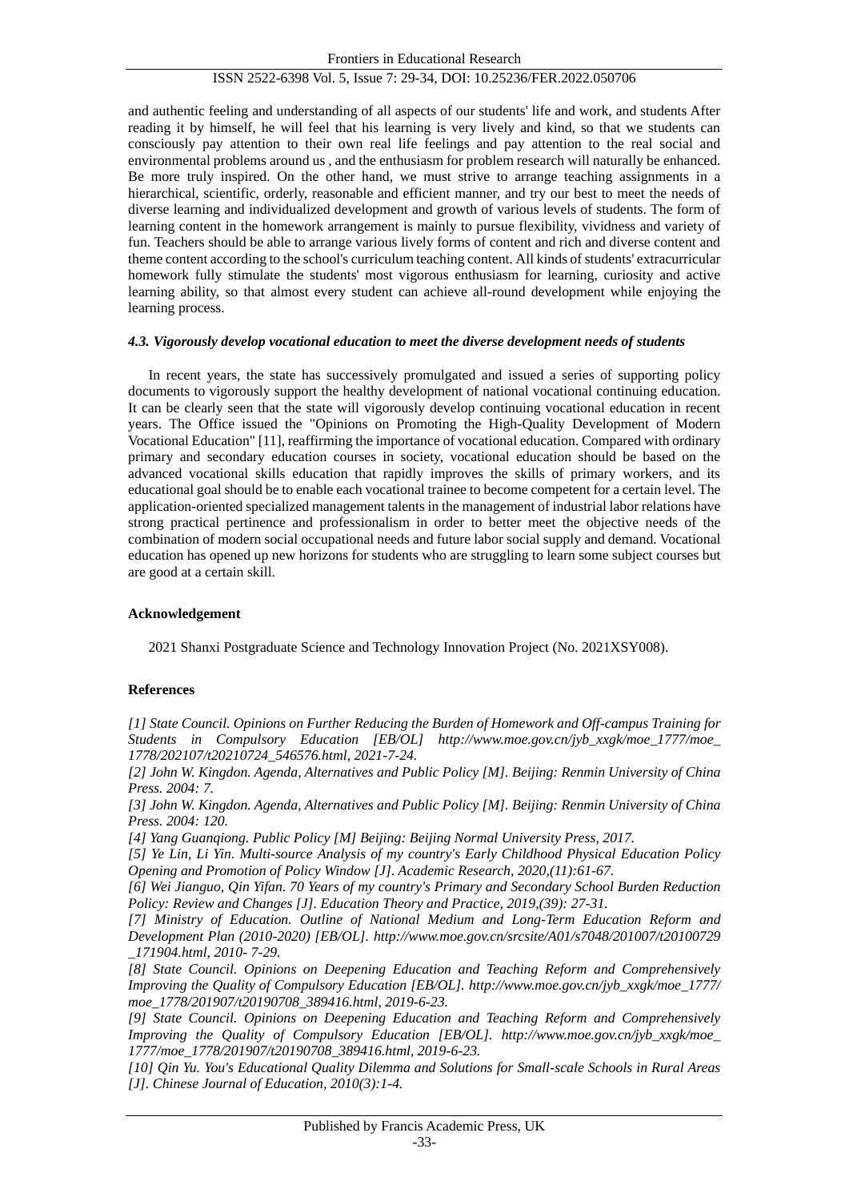and authentic feeling and understanding of all aspects of our students' life and work, and students After reading it by himself, he will feel that his learning is very lively and kind, so that we students can consciously pay attention to their own real life feelings and pay attention to the real social and environmental problems around us , and the enthusiasm for problem research will naturally be enhanced. Be more truly inspired. On the other hand, we must strive to arrange teaching assignments in a hierarchical, scientific, orderly, reasonable and efficient manner, and try our best to meet the needs of diverse learning and individualized development and growth of various levels of students. The form of learning content in the homework arrangement is mainly to pursue flexibility, vividness and variety of fun. Teachers should be able to arrange various lively forms of content and rich and diverse content and theme content according to the school's curriculum teaching content. All kinds of students' extracurricular homework fully stimulate the students' most vigorous enthusiasm for learning, curiosity and active learning ability, so that almost every student can achieve all-round development while enjoying the learning process.

### *4.3. Vigorously develop vocational education to meet the diverse development needs of students*

In recent years, the state has successively promulgated and issued a series of supporting policy documents to vigorously support the healthy development of national vocational continuing education. It can be clearly seen that the state will vigorously develop continuing vocational education in recent years. The Office issued the "Opinions on Promoting the High-Quality Development of Modern Vocational Education" [11], reaffirming the importance of vocational education. Compared with ordinary primary and secondary education courses in society, vocational education should be based on the advanced vocational skills education that rapidly improves the skills of primary workers, and its educational goal should be to enable each vocational trainee to become competent for a certain level. The application-oriented specialized management talents in the management of industrial labor relations have strong practical pertinence and professionalism in order to better meet the objective needs of the combination of modern social occupational needs and future labor social supply and demand. Vocational education has opened up new horizons for students who are struggling to learn some subject courses but are good at a certain skill.

## Acknowledgement

2021 Shanxi Postgraduate Science and Technology Innovation Project (No. 2021XSY008).

## References

*[1] State Council. Opinions on Further Reducing the Burden of Homework and Off-campus Training for Students in Compulsory Education [EB/OL] http://www.moe.gov.cn/jyb_xxgk/moe_1777/moe_1778/202107/t20210724_546576.html, 2021-7-24.*

*[2] John W. Kingdon. Agenda, Alternatives and Public Policy [M]. Beijing: Renmin University of China Press. 2004: 7.*

*[3] John W. Kingdon. Agenda, Alternatives and Public Policy [M]. Beijing: Renmin University of China Press. 2004: 120.*

*[4] Yang Guanqiong. Public Policy [M] Beijing: Beijing Normal University Press, 2017.*

*[5] Ye Lin, Li Yin. Multi-source Analysis of my country's Early Childhood Physical Education Policy Opening and Promotion of Policy Window [J]. Academic Research, 2020,(11):61-67.*

*[6] Wei Jianguo, Qin Yifan. 70 Years of my country's Primary and Secondary School Burden Reduction Policy: Review and Changes [J]. Education Theory and Practice, 2019,(39): 27-31.*

*[7] Ministry of Education. Outline of National Medium and Long-Term Education Reform and Development Plan (2010-2020) [EB/OL]. http://www.moe.gov.cn/srcsite/A01/s7048/201007/t20100729_171904.html, 2010- 7-29.*

*[8] State Council. Opinions on Deepening Education and Teaching Reform and Comprehensively Improving the Quality of Compulsory Education [EB/OL]. http://www.moe.gov.cn/jyb_xxgk/moe_1777/moe_1778/201907/t20190708_389416.html, 2019-6-23.*

*[9] State Council. Opinions on Deepening Education and Teaching Reform and Comprehensively Improving the Quality of Compulsory Education [EB/OL]. http://www.moe.gov.cn/jyb_xxgk/moe_1777/moe_1778/201907/t20190708_389416.html, 2019-6-23.*

*[10] Qin Yu. You's Educational Quality Dilemma and Solutions for Small-scale Schools in Rural Areas [J]. Chinese Journal of Education, 2010(3):1-4.*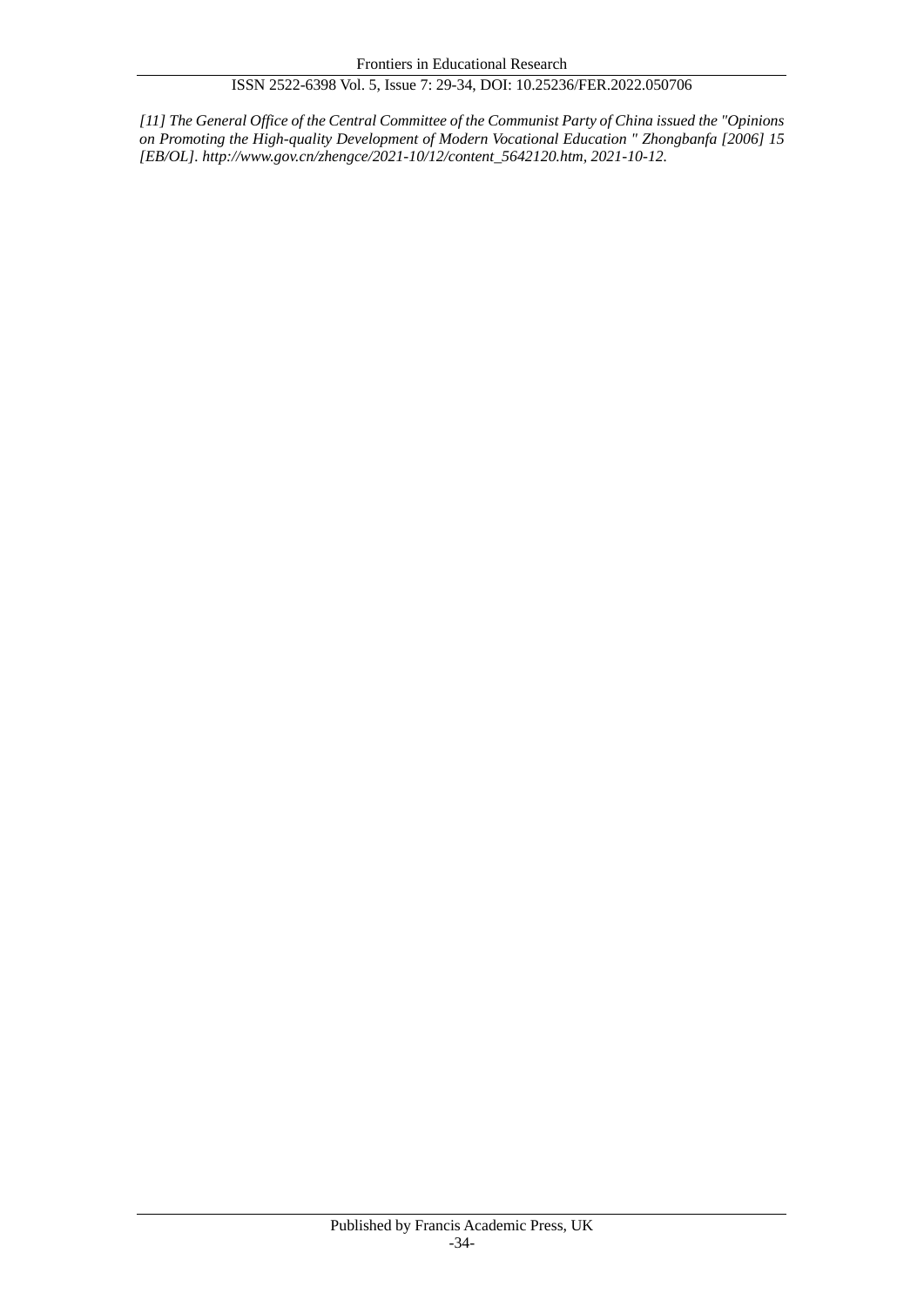*[11] The General Office of the Central Committee of the Communist Party of China issued the "Opinions on Promoting the High-quality Development of Modern Vocational Education " Zhongbanfa [2006] 15 [EB/OL]. http://www.gov.cn/zhengce/2021-10/12/content_5642120.htm, 2021-10-12.*